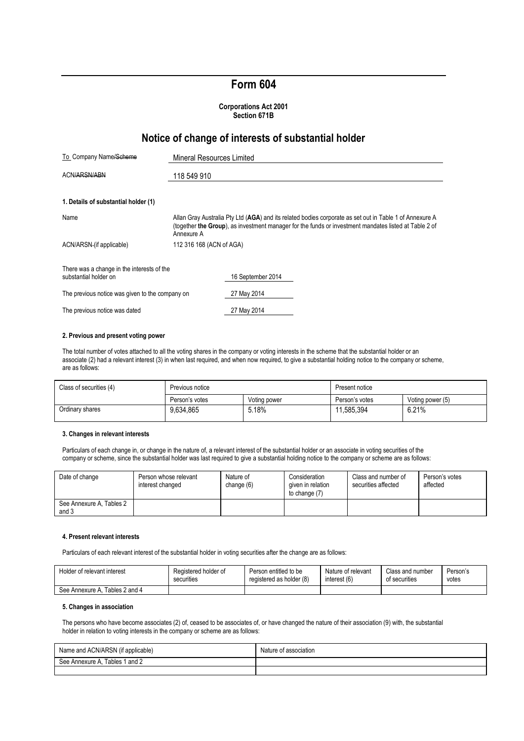# Form 604

**Corporations Act 2001**
**Section 671B**

## Notice of change of interests of substantial holder

| | |
|---|---|
| To Company Name/~~Scheme~~ | Mineral Resources Limited |
| ACN/~~ARSN/ABN~~ | 118 549 910 |

**1. Details of substantial holder (1)**

| | |
|---|---|
| Name | Allan Gray Australia Pty Ltd (**AGA**) and its related bodies corporate as set out in Table 1 of Annexure A (together **the Group**), as investment manager for the funds or investment mandates listed at Table 2 of Annexure A |
| ACN/ARSN (if applicable) | 112 316 168 (ACN of AGA) |

| | |
|---|---|
| There was a change in the interests of the substantial holder on | 16 September 2014 |
| The previous notice was given to the company on | 27 May 2014 |
| The previous notice was dated | 27 May 2014 |

**2. Previous and present voting power**

The total number of votes attached to all the voting shares in the company or voting interests in the scheme that the substantial holder or an associate (2) had a relevant interest (3) in when last required, and when now required, to give a substantial holding notice to the company or scheme, are as follows:

| Class of securities (4) | Previous notice | | Present notice | |
|---|---|---|---|---|
| | Person's votes | Voting power | Person's votes | Voting power (5) |
| Ordinary shares | 9,634,865 | 5.18% | 11,585,394 | 6.21% |

**3. Changes in relevant interests**

Particulars of each change in, or change in the nature of, a relevant interest of the substantial holder or an associate in voting securities of the company or scheme, since the substantial holder was last required to give a substantial holding notice to the company or scheme are as follows:

| Date of change | Person whose relevant interest changed | Nature of change (6) | Consideration given in relation to change (7) | Class and number of securities affected | Person's votes affected |
|---|---|---|---|---|---|
| See Annexure A, Tables 2 and 3 | | | | | |

**4. Present relevant interests**

Particulars of each relevant interest of the substantial holder in voting securities after the change are as follows:

| Holder of relevant interest | Registered holder of securities | Person entitled to be registered as holder (8) | Nature of relevant interest (6) | Class and number of securities | Person's votes |
|---|---|---|---|---|---|
| See Annexure A, Tables 2 and 4 | | | | | |

**5. Changes in association**

The persons who have become associates (2) of, ceased to be associates of, or have changed the nature of their association (9) with, the substantial holder in relation to voting interests in the company or scheme are as follows:

| Name and ACN/ARSN (if applicable) | Nature of association |
|---|---|
| See Annexure A, Tables 1 and 2 | |
| | |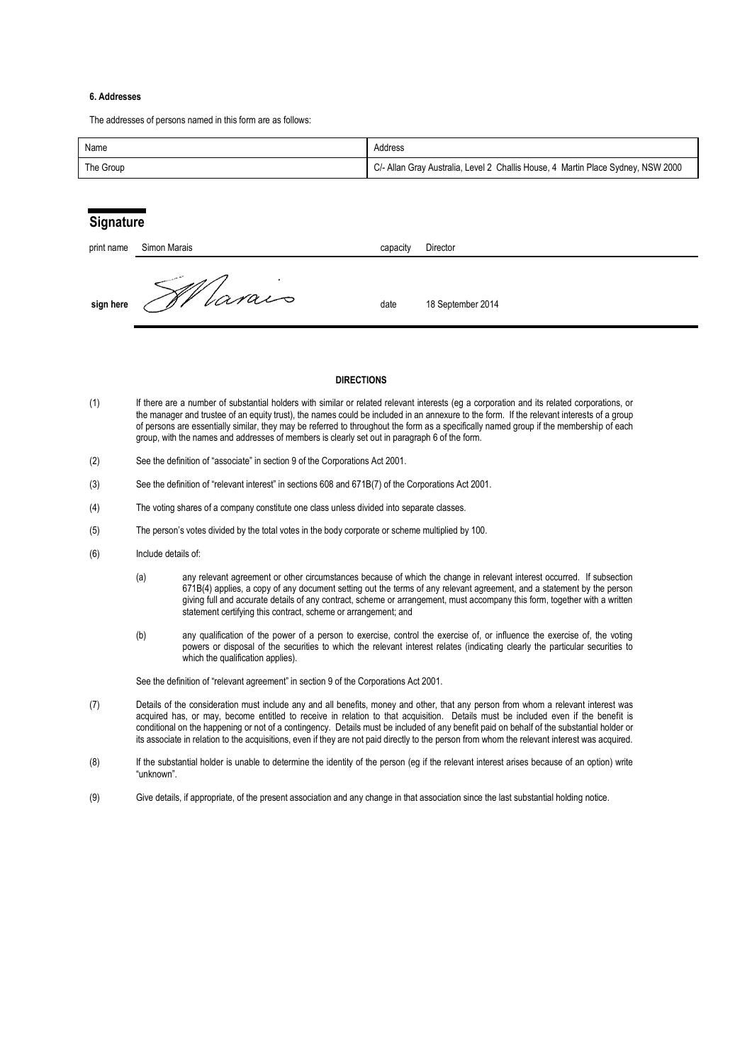#### 6. Addresses

The addresses of persons named in this form are as follows:

| Name | Address |
| --- | --- |
| The Group | C/- Allan Gray Australia, Level 2 Challis House, 4 Martin Place Sydney, NSW 2000 |

## Signature

| | | | |
| --- | --- | --- | --- |
| print name | Simon Marais | capacity | Director |
| **sign here** | SMarais | date | 18 September 2014 |

#### DIRECTIONS

(1) If there are a number of substantial holders with similar or related relevant interests (eg a corporation and its related corporations, or the manager and trustee of an equity trust), the names could be included in an annexure to the form. If the relevant interests of a group of persons are essentially similar, they may be referred to throughout the form as a specifically named group if the membership of each group, with the names and addresses of members is clearly set out in paragraph 6 of the form.

(2) See the definition of "associate" in section 9 of the Corporations Act 2001.

(3) See the definition of "relevant interest" in sections 608 and 671B(7) of the Corporations Act 2001.

(4) The voting shares of a company constitute one class unless divided into separate classes.

(5) The person's votes divided by the total votes in the body corporate or scheme multiplied by 100.

(6) Include details of:

(a) any relevant agreement or other circumstances because of which the change in relevant interest occurred. If subsection 671B(4) applies, a copy of any document setting out the terms of any relevant agreement, and a statement by the person giving full and accurate details of any contract, scheme or arrangement, must accompany this form, together with a written statement certifying this contract, scheme or arrangement; and

(b) any qualification of the power of a person to exercise, control the exercise of, or influence the exercise of, the voting powers or disposal of the securities to which the relevant interest relates (indicating clearly the particular securities to which the qualification applies).

See the definition of "relevant agreement" in section 9 of the Corporations Act 2001.

(7) Details of the consideration must include any and all benefits, money and other, that any person from whom a relevant interest was acquired has, or may, become entitled to receive in relation to that acquisition. Details must be included even if the benefit is conditional on the happening or not of a contingency. Details must be included of any benefit paid on behalf of the substantial holder or its associate in relation to the acquisitions, even if they are not paid directly to the person from whom the relevant interest was acquired.

(8) If the substantial holder is unable to determine the identity of the person (eg if the relevant interest arises because of an option) write "unknown".

(9) Give details, if appropriate, of the present association and any change in that association since the last substantial holding notice.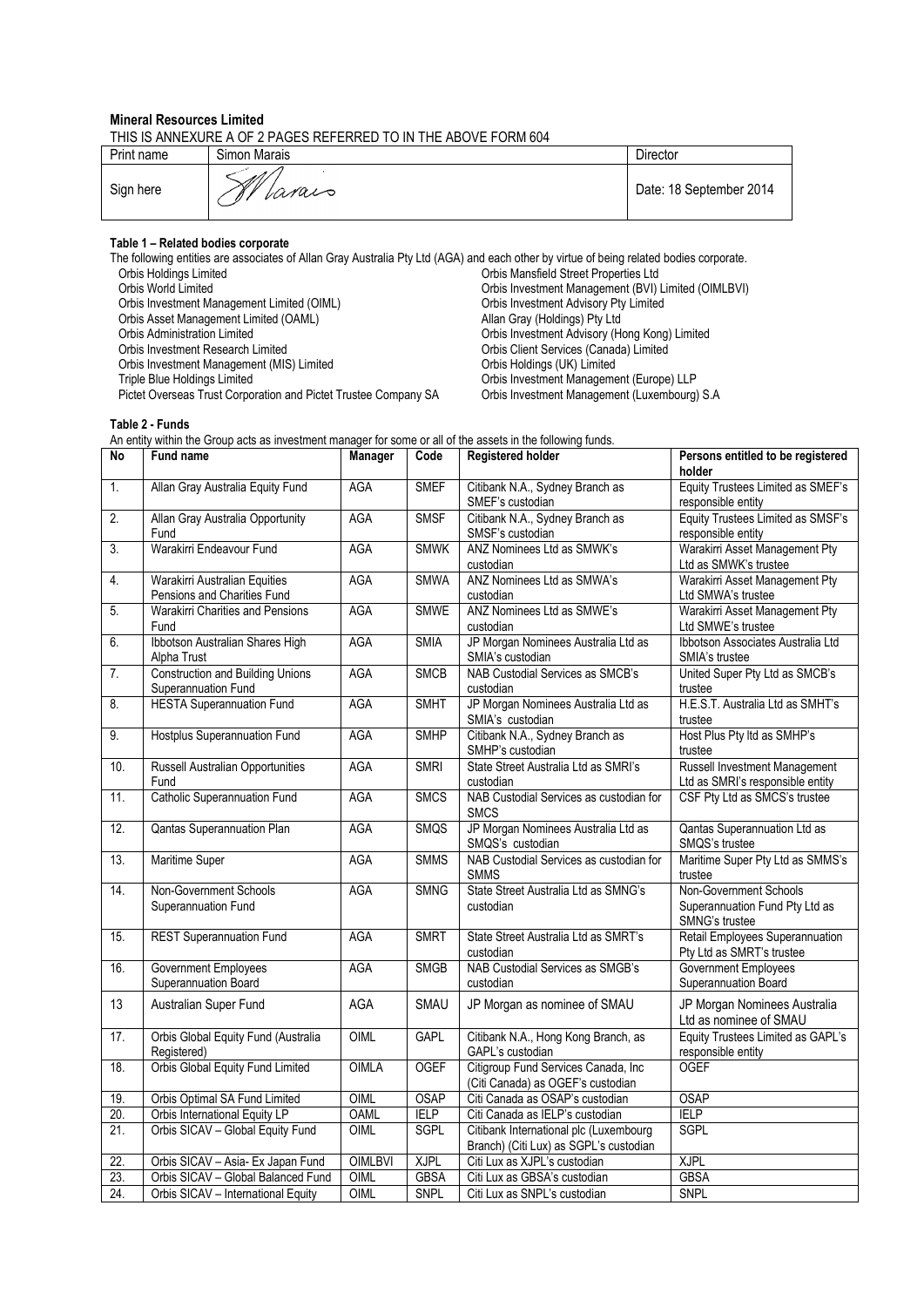**Mineral Resources Limited**

THIS IS ANNEXURE A OF 2 PAGES REFERRED TO IN THE ABOVE FORM 604

| Print name | Simon Marais | Director |
|---|---|---|
| Sign here | | Date: 18 September 2014 |

**Table 1 – Related bodies corporate**

The following entities are associates of Allan Gray Australia Pty Ltd (AGA) and each other by virtue of being related bodies corporate.

- Orbis Holdings Limited
- Orbis World Limited
- Orbis Investment Management Limited (OIML)
- Orbis Asset Management Limited (OAML)
- Orbis Administration Limited
- Orbis Investment Research Limited
- Orbis Investment Management (MIS) Limited
- Triple Blue Holdings Limited
- Pictet Overseas Trust Corporation and Pictet Trustee Company SA
- Orbis Mansfield Street Properties Ltd
- Orbis Investment Management (BVI) Limited (OIMLBVI)
- Orbis Investment Advisory Pty Limited
- Allan Gray (Holdings) Pty Ltd
- Orbis Investment Advisory (Hong Kong) Limited
- Orbis Client Services (Canada) Limited
- Orbis Holdings (UK) Limited
- Orbis Investment Management (Europe) LLP
- Orbis Investment Management (Luxembourg) S.A

**Table 2 - Funds**

An entity within the Group acts as investment manager for some or all of the assets in the following funds.

| No | Fund name | Manager | Code | Registered holder | Persons entitled to be registered holder |
|---|---|---|---|---|---|
| 1. | Allan Gray Australia Equity Fund | AGA | SMEF | Citibank N.A., Sydney Branch as SMEF's custodian | Equity Trustees Limited as SMEF's responsible entity |
| 2. | Allan Gray Australia Opportunity Fund | AGA | SMSF | Citibank N.A., Sydney Branch as SMSF's custodian | Equity Trustees Limited as SMSF's responsible entity |
| 3. | Warakirri Endeavour Fund | AGA | SMWK | ANZ Nominees Ltd as SMWK's custodian | Warakirri Asset Management Pty Ltd as SMWK's trustee |
| 4. | Warakirri Australian Equities Pensions and Charities Fund | AGA | SMWA | ANZ Nominees Ltd as SMWA's custodian | Warakirri Asset Management Pty Ltd SMWA's trustee |
| 5. | Warakirri Charities and Pensions Fund | AGA | SMWE | ANZ Nominees Ltd as SMWE's custodian | Warakirri Asset Management Pty Ltd SMWE's trustee |
| 6. | Ibbotson Australian Shares High Alpha Trust | AGA | SMIA | JP Morgan Nominees Australia Ltd as SMIA's custodian | Ibbotson Associates Australia Ltd SMIA's trustee |
| 7. | Construction and Building Unions Superannuation Fund | AGA | SMCB | NAB Custodial Services as SMCB's custodian | United Super Pty Ltd as SMCB's trustee |
| 8. | HESTA Superannuation Fund | AGA | SMHT | JP Morgan Nominees Australia Ltd as SMIA's custodian | H.E.S.T. Australia Ltd as SMHT's trustee |
| 9. | Hostplus Superannuation Fund | AGA | SMHP | Citibank N.A., Sydney Branch as SMHP's custodian | Host Plus Pty ltd as SMHP's trustee |
| 10. | Russell Australian Opportunities Fund | AGA | SMRI | State Street Australia Ltd as SMRI's custodian | Russell Investment Management Ltd as SMRI's responsible entity |
| 11. | Catholic Superannuation Fund | AGA | SMCS | NAB Custodial Services as custodian for SMCS | CSF Pty Ltd as SMCS's trustee |
| 12. | Qantas Superannuation Plan | AGA | SMQS | JP Morgan Nominees Australia Ltd as SMQS's custodian | Qantas Superannuation Ltd as SMQS's trustee |
| 13. | Maritime Super | AGA | SMMS | NAB Custodial Services as custodian for SMMS | Maritime Super Pty Ltd as SMMS's trustee |
| 14. | Non-Government Schools Superannuation Fund | AGA | SMNG | State Street Australia Ltd as SMNG's custodian | Non-Government Schools Superannuation Fund Pty Ltd as SMNG's trustee |
| 15. | REST Superannuation Fund | AGA | SMRT | State Street Australia Ltd as SMRT's custodian | Retail Employees Superannuation Pty Ltd as SMRT's trustee |
| 16. | Government Employees Superannuation Board | AGA | SMGB | NAB Custodial Services as SMGB's custodian | Government Employees Superannuation Board |
| 13 | Australian Super Fund | AGA | SMAU | JP Morgan as nominee of SMAU | JP Morgan Nominees Australia Ltd as nominee of SMAU |
| 17. | Orbis Global Equity Fund (Australia Registered) | OIML | GAPL | Citibank N.A., Hong Kong Branch, as GAPL's custodian | Equity Trustees Limited as GAPL's responsible entity |
| 18. | Orbis Global Equity Fund Limited | OIMLA | OGEF | Citigroup Fund Services Canada, Inc (Citi Canada) as OGEF's custodian | OGEF |
| 19. | Orbis Optimal SA Fund Limited | OIML | OSAP | Citi Canada as OSAP's custodian | OSAP |
| 20. | Orbis International Equity LP | OAML | IELP | Citi Canada as IELP's custodian | IELP |
| 21. | Orbis SICAV – Global Equity Fund | OIML | SGPL | Citibank International plc (Luxembourg Branch) (Citi Lux) as SGPL's custodian | SGPL |
| 22. | Orbis SICAV – Asia- Ex Japan Fund | OIMLBVI | XJPL | Citi Lux as XJPL's custodian | XJPL |
| 23. | Orbis SICAV – Global Balanced Fund | OIML | GBSA | Citi Lux as GBSA's custodian | GBSA |
| 24. | Orbis SICAV – International Equity | OIML | SNPL | Citi Lux as SNPL's custodian | SNPL |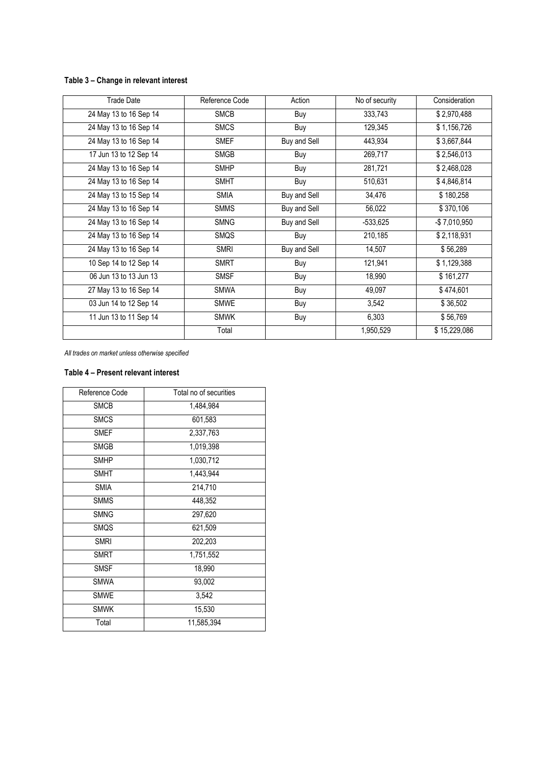**Table 3 – Change in relevant interest**

| Trade Date | Reference Code | Action | No of security | Consideration |
|---|---|---|---|---|
| 24 May 13 to 16 Sep 14 | SMCB | Buy | 333,743 | $ 2,970,488 |
| 24 May 13 to 16 Sep 14 | SMCS | Buy | 129,345 | $ 1,156,726 |
| 24 May 13 to 16 Sep 14 | SMEF | Buy and Sell | 443,934 | $ 3,667,844 |
| 17 Jun 13 to 12 Sep 14 | SMGB | Buy | 269,717 | $ 2,546,013 |
| 24 May 13 to 16 Sep 14 | SMHP | Buy | 281,721 | $ 2,468,028 |
| 24 May 13 to 16 Sep 14 | SMHT | Buy | 510,631 | $ 4,846,814 |
| 24 May 13 to 15 Sep 14 | SMIA | Buy and Sell | 34,476 | $ 180,258 |
| 24 May 13 to 16 Sep 14 | SMMS | Buy and Sell | 56,022 | $ 370,106 |
| 24 May 13 to 16 Sep 14 | SMNG | Buy and Sell | -533,625 | -$ 7,010,950 |
| 24 May 13 to 16 Sep 14 | SMQS | Buy | 210,185 | $ 2,118,931 |
| 24 May 13 to 16 Sep 14 | SMRI | Buy and Sell | 14,507 | $ 56,289 |
| 10 Sep 14 to 12 Sep 14 | SMRT | Buy | 121,941 | $ 1,129,388 |
| 06 Jun 13 to 13 Jun 13 | SMSF | Buy | 18,990 | $ 161,277 |
| 27 May 13 to 16 Sep 14 | SMWA | Buy | 49,097 | $ 474,601 |
| 03 Jun 14 to 12 Sep 14 | SMWE | Buy | 3,542 | $ 36,502 |
| 11 Jun 13 to 11 Sep 14 | SMWK | Buy | 6,303 | $ 56,769 |
| | Total | | 1,950,529 | $ 15,229,086 |

*All trades on market unless otherwise specified*

**Table 4 – Present relevant interest**

| Reference Code | Total no of securities |
|---|---|
| SMCB | 1,484,984 |
| SMCS | 601,583 |
| SMEF | 2,337,763 |
| SMGB | 1,019,398 |
| SMHP | 1,030,712 |
| SMHT | 1,443,944 |
| SMIA | 214,710 |
| SMMS | 448,352 |
| SMNG | 297,620 |
| SMQS | 621,509 |
| SMRI | 202,203 |
| SMRT | 1,751,552 |
| SMSF | 18,990 |
| SMWA | 93,002 |
| SMWE | 3,542 |
| SMWK | 15,530 |
| Total | 11,585,394 |